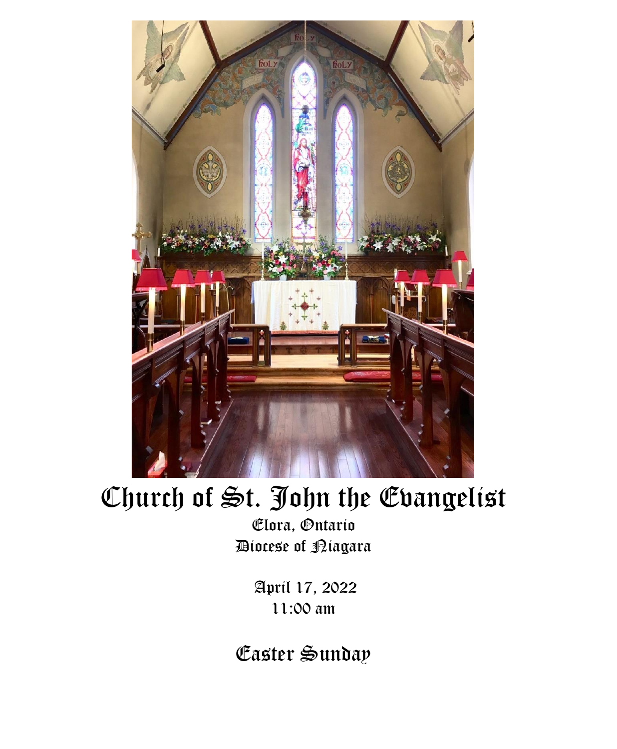# Church of St. John the Evangelist

Elora, Ontario
Diocese of Niagara

April 17, 2022
11:00 am

## Easter Sunday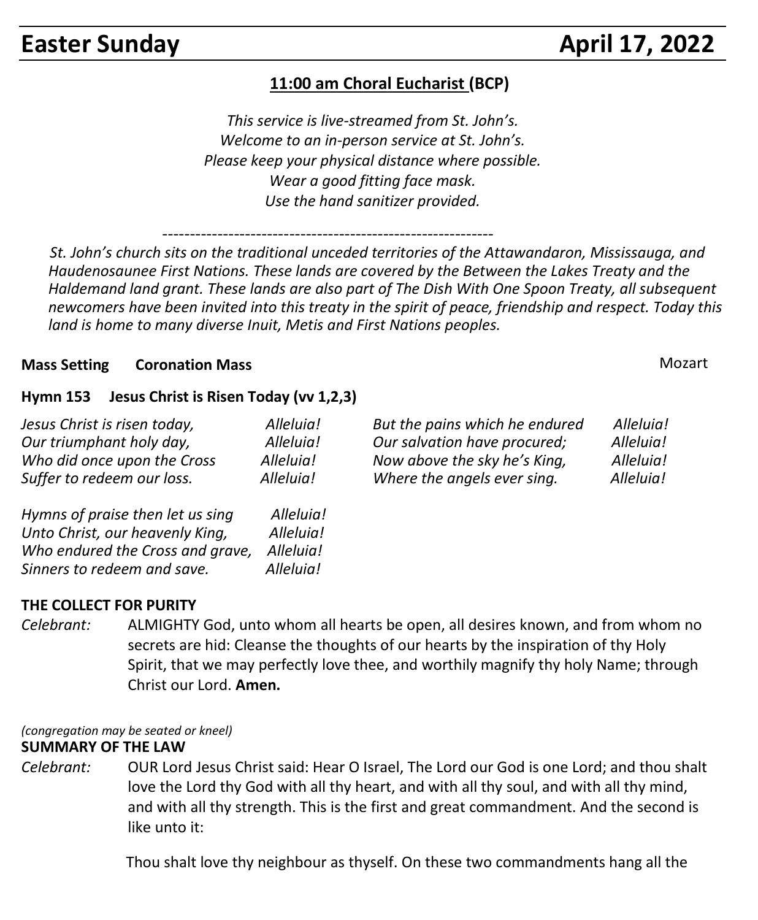# Easter Sunday April 17, 2022

**11:00 am Choral Eucharist (BCP)**

*This service is live-streamed from St. John's.*
*Welcome to an in-person service at St. John's.*
*Please keep your physical distance where possible.*
*Wear a good fitting face mask.*
*Use the hand sanitizer provided.*

---

*St. John's church sits on the traditional unceded territories of the Attawandaron, Mississauga, and Haudenosaunee First Nations. These lands are covered by the Between the Lakes Treaty and the Haldemand land grant. These lands are also part of The Dish With One Spoon Treaty, all subsequent newcomers have been invited into this treaty in the spirit of peace, friendship and respect. Today this land is home to many diverse Inuit, Metis and First Nations peoples.*

**Mass Setting Coronation Mass** Mozart

**Hymn 153 Jesus Christ is Risen Today (vv 1,2,3)**

*Jesus Christ is risen today, Alleluia!*
*Our triumphant holy day, Alleluia!*
*Who did once upon the Cross Alleluia!*
*Suffer to redeem our loss. Alleluia!*

*Hymns of praise then let us sing Alleluia!*
*Unto Christ, our heavenly King, Alleluia!*
*Who endured the Cross and grave, Alleluia!*
*Sinners to redeem and save. Alleluia!*

*But the pains which he endured Alleluia!*
*Our salvation have procured; Alleluia!*
*Now above the sky he's King, Alleluia!*
*Where the angels ever sing. Alleluia!*

**THE COLLECT FOR PURITY**

*Celebrant:* ALMIGHTY God, unto whom all hearts be open, all desires known, and from whom no secrets are hid: Cleanse the thoughts of our hearts by the inspiration of thy Holy Spirit, that we may perfectly love thee, and worthily magnify thy holy Name; through Christ our Lord. **Amen.**

*(congregation may be seated or kneel)*

**SUMMARY OF THE LAW**

*Celebrant:* OUR Lord Jesus Christ said: Hear O Israel, The Lord our God is one Lord; and thou shalt love the Lord thy God with all thy heart, and with all thy soul, and with all thy mind, and with all thy strength. This is the first and great commandment. And the second is like unto it:

Thou shalt love thy neighbour as thyself. On these two commandments hang all the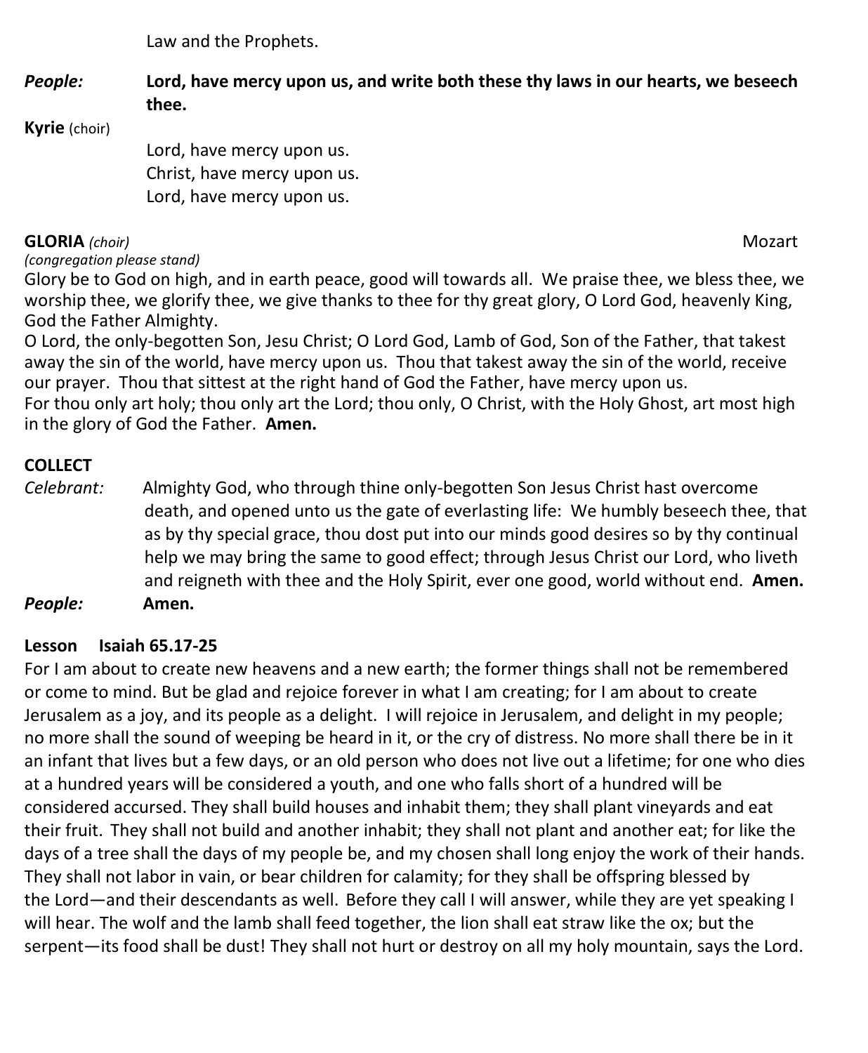Law and the Prophets.

***People:*** **Lord, have mercy upon us, and write both these thy laws in our hearts, we beseech thee.**

**Kyrie** (choir)

Lord, have mercy upon us.
Christ, have mercy upon us.
Lord, have mercy upon us.

**GLORIA** *(choir)* Mozart

*(congregation please stand)*

Glory be to God on high, and in earth peace, good will towards all. We praise thee, we bless thee, we worship thee, we glorify thee, we give thanks to thee for thy great glory, O Lord God, heavenly King, God the Father Almighty.
O Lord, the only-begotten Son, Jesu Christ; O Lord God, Lamb of God, Son of the Father, that takest away the sin of the world, have mercy upon us. Thou that takest away the sin of the world, receive our prayer. Thou that sittest at the right hand of God the Father, have mercy upon us.
For thou only art holy; thou only art the Lord; thou only, O Christ, with the Holy Ghost, art most high in the glory of God the Father. **Amen.**

**COLLECT**

*Celebrant:* Almighty God, who through thine only-begotten Son Jesus Christ hast overcome death, and opened unto us the gate of everlasting life: We humbly beseech thee, that as by thy special grace, thou dost put into our minds good desires so by thy continual help we may bring the same to good effect; through Jesus Christ our Lord, who liveth and reigneth with thee and the Holy Spirit, ever one good, world without end. **Amen.**

***People:*** **Amen.**

**Lesson Isaiah 65.17-25**

For I am about to create new heavens and a new earth; the former things shall not be remembered or come to mind. But be glad and rejoice forever in what I am creating; for I am about to create Jerusalem as a joy, and its people as a delight. I will rejoice in Jerusalem, and delight in my people; no more shall the sound of weeping be heard in it, or the cry of distress. No more shall there be in it an infant that lives but a few days, or an old person who does not live out a lifetime; for one who dies at a hundred years will be considered a youth, and one who falls short of a hundred will be considered accursed. They shall build houses and inhabit them; they shall plant vineyards and eat their fruit. They shall not build and another inhabit; they shall not plant and another eat; for like the days of a tree shall the days of my people be, and my chosen shall long enjoy the work of their hands. They shall not labor in vain, or bear children for calamity; for they shall be offspring blessed by the Lord—and their descendants as well. Before they call I will answer, while they are yet speaking I will hear. The wolf and the lamb shall feed together, the lion shall eat straw like the ox; but the serpent—its food shall be dust! They shall not hurt or destroy on all my holy mountain, says the Lord.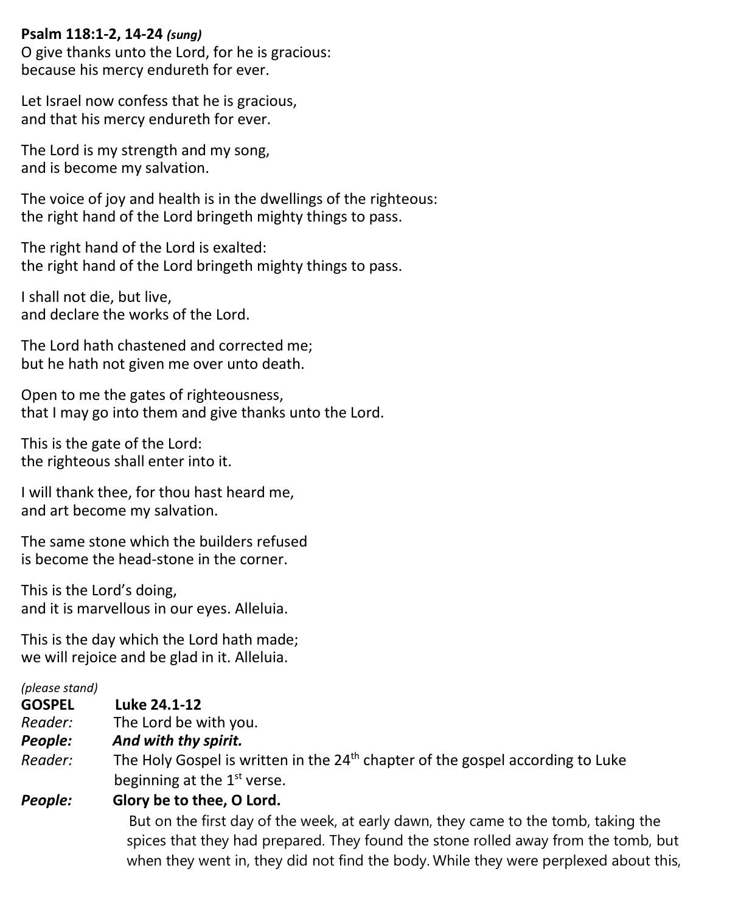**Psalm 118:1-2, 14-24** ***(sung)***

O give thanks unto the Lord, for he is gracious:
because his mercy endureth for ever.

Let Israel now confess that he is gracious,
and that his mercy endureth for ever.

The Lord is my strength and my song,
and is become my salvation.

The voice of joy and health is in the dwellings of the righteous:
the right hand of the Lord bringeth mighty things to pass.

The right hand of the Lord is exalted:
the right hand of the Lord bringeth mighty things to pass.

I shall not die, but live,
and declare the works of the Lord.

The Lord hath chastened and corrected me;
but he hath not given me over unto death.

Open to me the gates of righteousness,
that I may go into them and give thanks unto the Lord.

This is the gate of the Lord:
the righteous shall enter into it.

I will thank thee, for thou hast heard me,
and art become my salvation.

The same stone which the builders refused
is become the head-stone in the corner.

This is the Lord's doing,
and it is marvellous in our eyes. Alleluia.

This is the day which the Lord hath made;
we will rejoice and be glad in it. Alleluia.

*(please stand)*

**GOSPEL** **Luke 24.1-12**

*Reader:* The Lord be with you.

***People:*** ***And with thy spirit.***

*Reader:* The Holy Gospel is written in the 24th chapter of the gospel according to Luke beginning at the 1st verse.

***People:*** **Glory be to thee, O Lord.**

But on the first day of the week, at early dawn, they came to the tomb, taking the spices that they had prepared. They found the stone rolled away from the tomb, but when they went in, they did not find the body. While they were perplexed about this,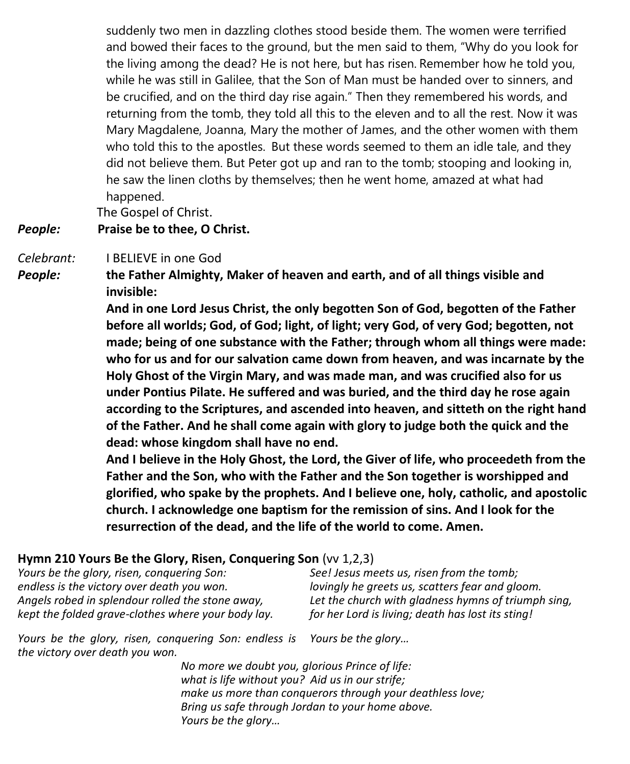suddenly two men in dazzling clothes stood beside them. The women were terrified and bowed their faces to the ground, but the men said to them, "Why do you look for the living among the dead? He is not here, but has risen. Remember how he told you, while he was still in Galilee, that the Son of Man must be handed over to sinners, and be crucified, and on the third day rise again." Then they remembered his words, and returning from the tomb, they told all this to the eleven and to all the rest. Now it was Mary Magdalene, Joanna, Mary the mother of James, and the other women with them who told this to the apostles. But these words seemed to them an idle tale, and they did not believe them. But Peter got up and ran to the tomb; stooping and looking in, he saw the linen cloths by themselves; then he went home, amazed at what had happened.

The Gospel of Christ.

***People:*** **Praise be to thee, O Christ.**

*Celebrant:* I BELIEVE in one God

***People:*** **the Father Almighty, Maker of heaven and earth, and of all things visible and invisible:**

**And in one Lord Jesus Christ, the only begotten Son of God, begotten of the Father before all worlds; God, of God; light, of light; very God, of very God; begotten, not made; being of one substance with the Father; through whom all things were made: who for us and for our salvation came down from heaven, and was incarnate by the Holy Ghost of the Virgin Mary, and was made man, and was crucified also for us under Pontius Pilate. He suffered and was buried, and the third day he rose again according to the Scriptures, and ascended into heaven, and sitteth on the right hand of the Father. And he shall come again with glory to judge both the quick and the dead: whose kingdom shall have no end.**

**And I believe in the Holy Ghost, the Lord, the Giver of life, who proceedeth from the Father and the Son, who with the Father and the Son together is worshipped and glorified, who spake by the prophets. And I believe one, holy, catholic, and apostolic church. I acknowledge one baptism for the remission of sins. And I look for the resurrection of the dead, and the life of the world to come. Amen.**

**Hymn 210 Yours Be the Glory, Risen, Conquering Son** (vv 1,2,3)

*Yours be the glory, risen, conquering Son:*
*endless is the victory over death you won.*
*Angels robed in splendour rolled the stone away,*
*kept the folded grave-clothes where your body lay.*

*Yours be the glory, risen, conquering Son: endless is the victory over death you won.*

*See! Jesus meets us, risen from the tomb;*
*lovingly he greets us, scatters fear and gloom.*
*Let the church with gladness hymns of triumph sing,*
*for her Lord is living; death has lost its sting!*

*Yours be the glory…*

*No more we doubt you, glorious Prince of life:*
*what is life without you? Aid us in our strife;*
*make us more than conquerors through your deathless love;*
*Bring us safe through Jordan to your home above.*
*Yours be the glory…*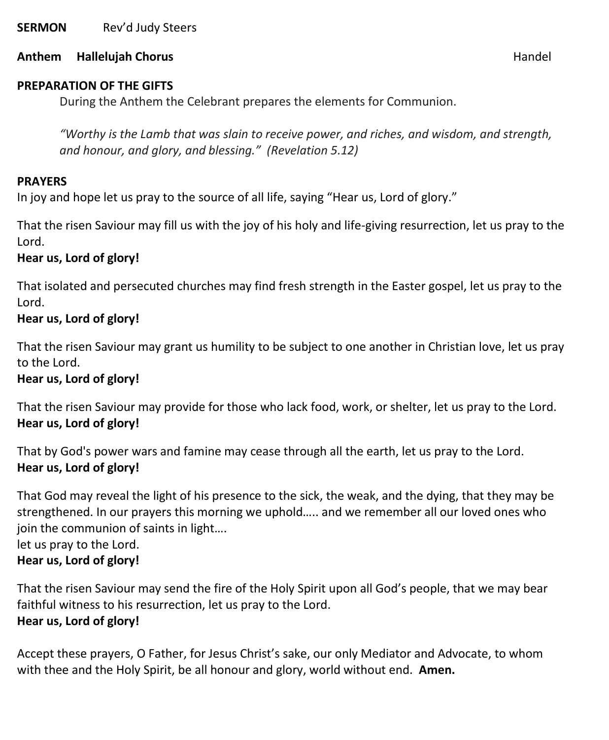**SERMON** Rev'd Judy Steers

**Anthem Hallelujah Chorus** Handel

**PREPARATION OF THE GIFTS**

During the Anthem the Celebrant prepares the elements for Communion.

*"Worthy is the Lamb that was slain to receive power, and riches, and wisdom, and strength, and honour, and glory, and blessing." (Revelation 5.12)*

**PRAYERS**

In joy and hope let us pray to the source of all life, saying "Hear us, Lord of glory."

That the risen Saviour may fill us with the joy of his holy and life-giving resurrection, let us pray to the Lord.
**Hear us, Lord of glory!**

That isolated and persecuted churches may find fresh strength in the Easter gospel, let us pray to the Lord.
**Hear us, Lord of glory!**

That the risen Saviour may grant us humility to be subject to one another in Christian love, let us pray to the Lord.
**Hear us, Lord of glory!**

That the risen Saviour may provide for those who lack food, work, or shelter, let us pray to the Lord.
**Hear us, Lord of glory!**

That by God's power wars and famine may cease through all the earth, let us pray to the Lord.
**Hear us, Lord of glory!**

That God may reveal the light of his presence to the sick, the weak, and the dying, that they may be strengthened. In our prayers this morning we uphold….. and we remember all our loved ones who join the communion of saints in light….
let us pray to the Lord.
**Hear us, Lord of glory!**

That the risen Saviour may send the fire of the Holy Spirit upon all God's people, that we may bear faithful witness to his resurrection, let us pray to the Lord.
**Hear us, Lord of glory!**

Accept these prayers, O Father, for Jesus Christ's sake, our only Mediator and Advocate, to whom with thee and the Holy Spirit, be all honour and glory, world without end. **Amen.**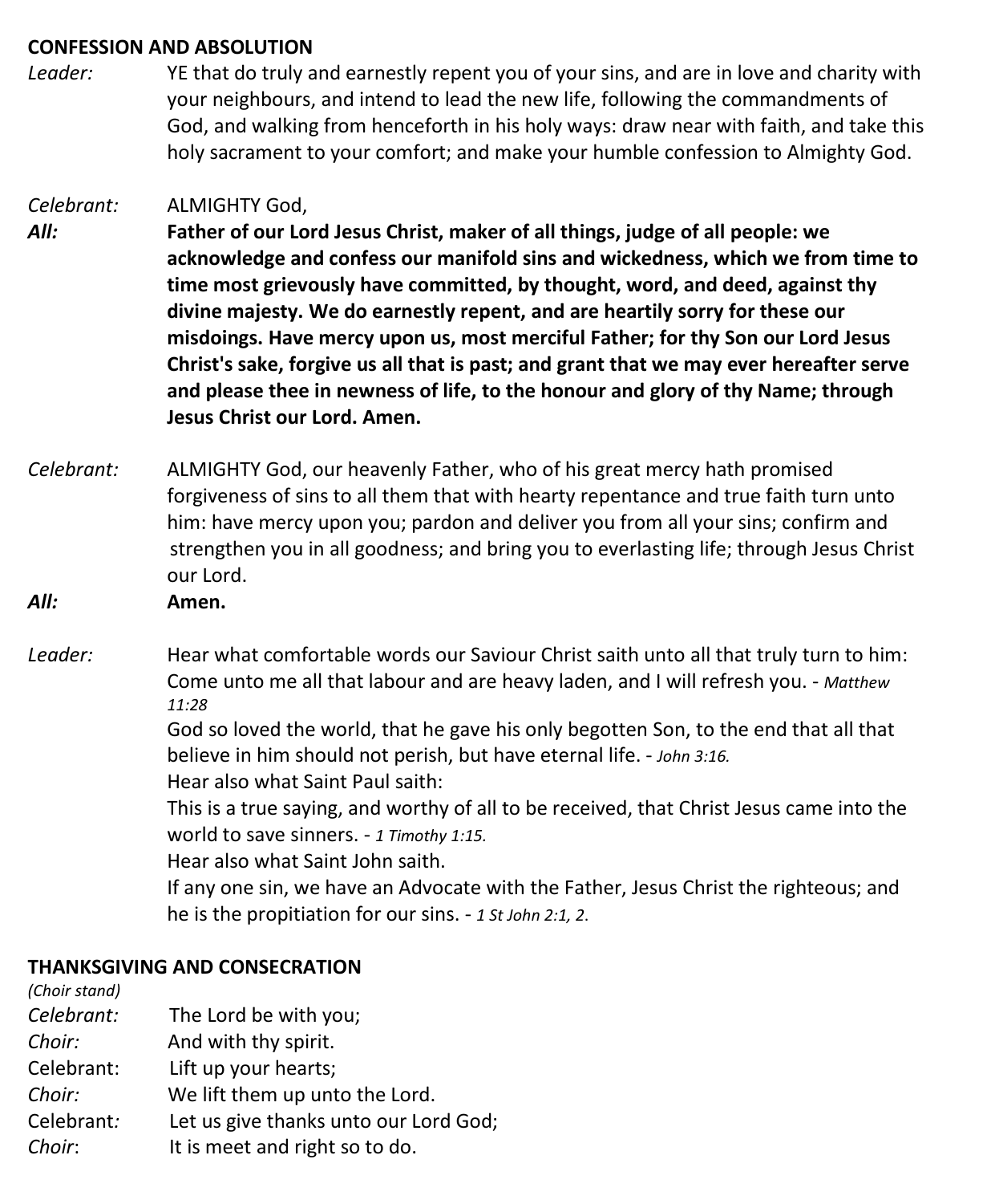**CONFESSION AND ABSOLUTION**

*Leader:* YE that do truly and earnestly repent you of your sins, and are in love and charity with your neighbours, and intend to lead the new life, following the commandments of God, and walking from henceforth in his holy ways: draw near with faith, and take this holy sacrament to your comfort; and make your humble confession to Almighty God.

*Celebrant:* ALMIGHTY God,

***All:*** **Father of our Lord Jesus Christ, maker of all things, judge of all people: we acknowledge and confess our manifold sins and wickedness, which we from time to time most grievously have committed, by thought, word, and deed, against thy divine majesty. We do earnestly repent, and are heartily sorry for these our misdoings. Have mercy upon us, most merciful Father; for thy Son our Lord Jesus Christ's sake, forgive us all that is past; and grant that we may ever hereafter serve and please thee in newness of life, to the honour and glory of thy Name; through Jesus Christ our Lord. Amen.**

*Celebrant:* ALMIGHTY God, our heavenly Father, who of his great mercy hath promised forgiveness of sins to all them that with hearty repentance and true faith turn unto him: have mercy upon you; pardon and deliver you from all your sins; confirm and strengthen you in all goodness; and bring you to everlasting life; through Jesus Christ our Lord.

***All:*** **Amen.**

*Leader:* Hear what comfortable words our Saviour Christ saith unto all that truly turn to him:
Come unto me all that labour and are heavy laden, and I will refresh you. - *Matthew 11:28*
God so loved the world, that he gave his only begotten Son, to the end that all that believe in him should not perish, but have eternal life. - *John 3:16.*
Hear also what Saint Paul saith:
This is a true saying, and worthy of all to be received, that Christ Jesus came into the world to save sinners. - *1 Timothy 1:15.*
Hear also what Saint John saith.
If any one sin, we have an Advocate with the Father, Jesus Christ the righteous; and he is the propitiation for our sins. - *1 St John 2:1, 2.*

**THANKSGIVING AND CONSECRATION**

*(Choir stand)*

*Celebrant:* The Lord be with you;
*Choir:* And with thy spirit.
Celebrant: Lift up your hearts;
*Choir:* We lift them up unto the Lord.
Celebrant: Let us give thanks unto our Lord God;
*Choir*: It is meet and right so to do.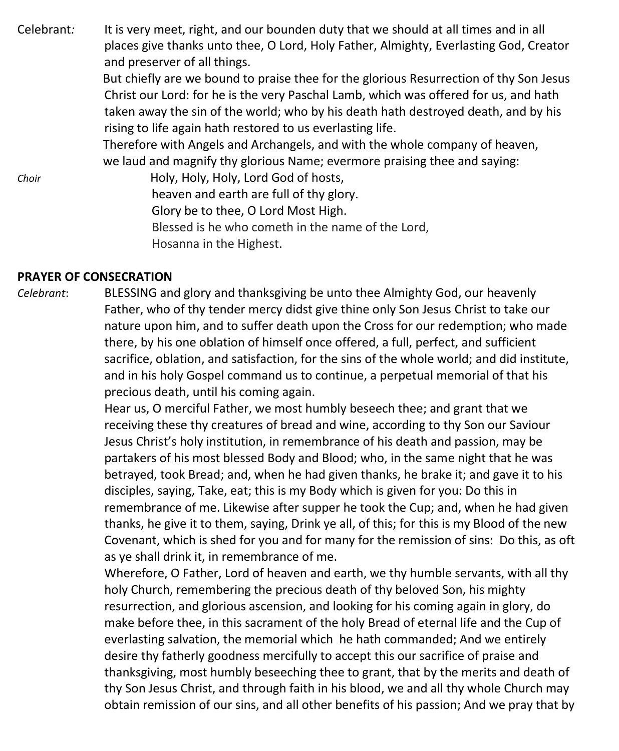*Celebrant:* It is very meet, right, and our bounden duty that we should at all times and in all places give thanks unto thee, O Lord, Holy Father, Almighty, Everlasting God, Creator and preserver of all things.

But chiefly are we bound to praise thee for the glorious Resurrection of thy Son Jesus Christ our Lord: for he is the very Paschal Lamb, which was offered for us, and hath taken away the sin of the world; who by his death hath destroyed death, and by his rising to life again hath restored to us everlasting life.

Therefore with Angels and Archangels, and with the whole company of heaven, we laud and magnify thy glorious Name; evermore praising thee and saying:

*Choir*

Holy, Holy, Holy, Lord God of hosts,
heaven and earth are full of thy glory.
Glory be to thee, O Lord Most High.
Blessed is he who cometh in the name of the Lord,
Hosanna in the Highest.

**PRAYER OF CONSECRATION**

*Celebrant*: BLESSING and glory and thanksgiving be unto thee Almighty God, our heavenly Father, who of thy tender mercy didst give thine only Son Jesus Christ to take our nature upon him, and to suffer death upon the Cross for our redemption; who made there, by his one oblation of himself once offered, a full, perfect, and sufficient sacrifice, oblation, and satisfaction, for the sins of the whole world; and did institute, and in his holy Gospel command us to continue, a perpetual memorial of that his precious death, until his coming again.

Hear us, O merciful Father, we most humbly beseech thee; and grant that we receiving these thy creatures of bread and wine, according to thy Son our Saviour Jesus Christ's holy institution, in remembrance of his death and passion, may be partakers of his most blessed Body and Blood; who, in the same night that he was betrayed, took Bread; and, when he had given thanks, he brake it; and gave it to his disciples, saying, Take, eat; this is my Body which is given for you: Do this in remembrance of me. Likewise after supper he took the Cup; and, when he had given thanks, he give it to them, saying, Drink ye all, of this; for this is my Blood of the new Covenant, which is shed for you and for many for the remission of sins: Do this, as oft as ye shall drink it, in remembrance of me.

Wherefore, O Father, Lord of heaven and earth, we thy humble servants, with all thy holy Church, remembering the precious death of thy beloved Son, his mighty resurrection, and glorious ascension, and looking for his coming again in glory, do make before thee, in this sacrament of the holy Bread of eternal life and the Cup of everlasting salvation, the memorial which he hath commanded; And we entirely desire thy fatherly goodness mercifully to accept this our sacrifice of praise and thanksgiving, most humbly beseeching thee to grant, that by the merits and death of thy Son Jesus Christ, and through faith in his blood, we and all thy whole Church may obtain remission of our sins, and all other benefits of his passion; And we pray that by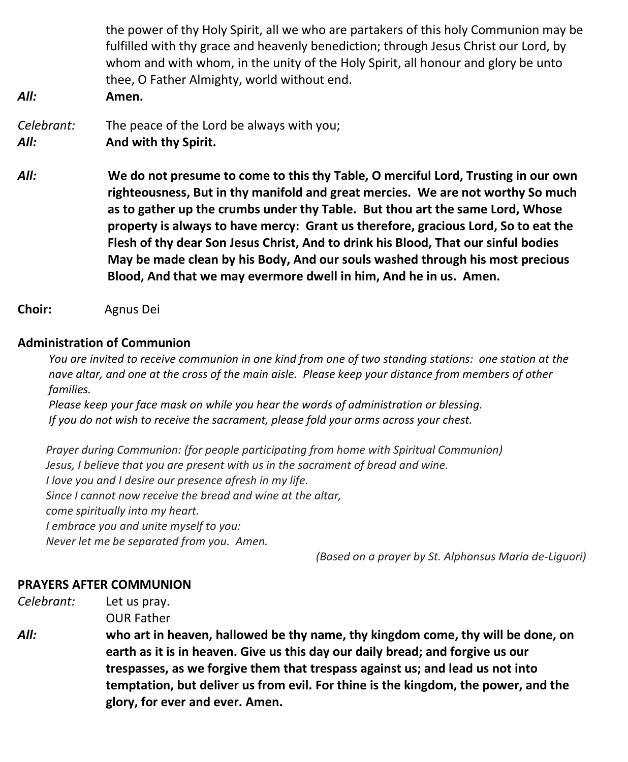the power of thy Holy Spirit, all we who are partakers of this holy Communion may be fulfilled with thy grace and heavenly benediction; through Jesus Christ our Lord, by whom and with whom, in the unity of the Holy Spirit, all honour and glory be unto thee, O Father Almighty, world without end.

*All:* **Amen.**

*Celebrant:* The peace of the Lord be always with you;
*All:* **And with thy Spirit.**

*All:* **We do not presume to come to this thy Table, O merciful Lord, Trusting in our own righteousness, But in thy manifold and great mercies. We are not worthy So much as to gather up the crumbs under thy Table. But thou art the same Lord, Whose property is always to have mercy: Grant us therefore, gracious Lord, So to eat the Flesh of thy dear Son Jesus Christ, And to drink his Blood, That our sinful bodies May be made clean by his Body, And our souls washed through his most precious Blood, And that we may evermore dwell in him, And he in us. Amen.**

**Choir:** Agnus Dei

**Administration of Communion**

*You are invited to receive communion in one kind from one of two standing stations: one station at the nave altar, and one at the cross of the main aisle. Please keep your distance from members of other families.*
*Please keep your face mask on while you hear the words of administration or blessing.*
*If you do not wish to receive the sacrament, please fold your arms across your chest.*

*Prayer during Communion: (for people participating from home with Spiritual Communion)*
*Jesus, I believe that you are present with us in the sacrament of bread and wine.*
*I love you and I desire our presence afresh in my life.*
*Since I cannot now receive the bread and wine at the altar,*
*come spiritually into my heart.*
*I embrace you and unite myself to you:*
*Never let me be separated from you. Amen.*

*(Based on a prayer by St. Alphonsus Maria de-Liguori)*

**PRAYERS AFTER COMMUNION**

*Celebrant:* Let us pray.
OUR Father
*All:* **who art in heaven, hallowed be thy name, thy kingdom come, thy will be done, on earth as it is in heaven. Give us this day our daily bread; and forgive us our trespasses, as we forgive them that trespass against us; and lead us not into temptation, but deliver us from evil. For thine is the kingdom, the power, and the glory, for ever and ever. Amen.**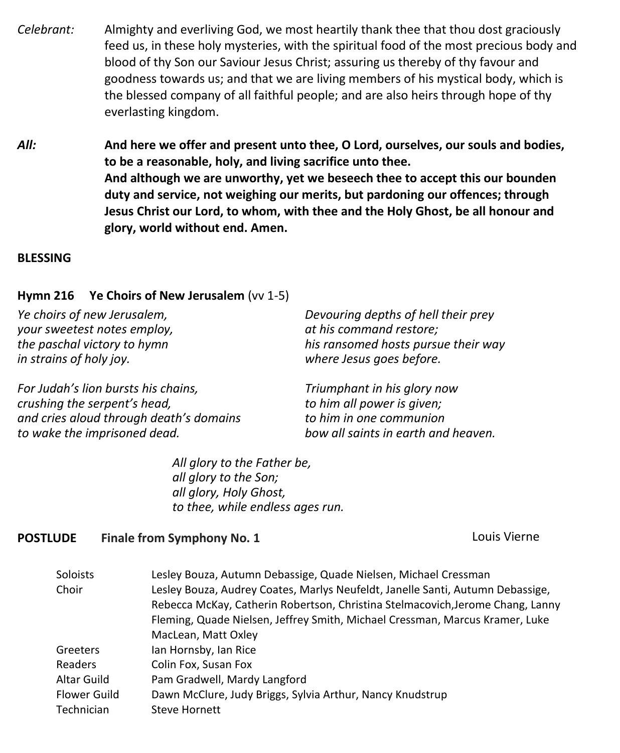*Celebrant:* Almighty and everliving God, we most heartily thank thee that thou dost graciously feed us, in these holy mysteries, with the spiritual food of the most precious body and blood of thy Son our Saviour Jesus Christ; assuring us thereby of thy favour and goodness towards us; and that we are living members of his mystical body, which is the blessed company of all faithful people; and are also heirs through hope of thy everlasting kingdom.

***All:*** **And here we offer and present unto thee, O Lord, ourselves, our souls and bodies, to be a reasonable, holy, and living sacrifice unto thee.**
**And although we are unworthy, yet we beseech thee to accept this our bounden duty and service, not weighing our merits, but pardoning our offences; through Jesus Christ our Lord, to whom, with thee and the Holy Ghost, be all honour and glory, world without end. Amen.**

**BLESSING**

**Hymn 216 Ye Choirs of New Jerusalem** (vv 1-5)

*Ye choirs of new Jerusalem,*
*your sweetest notes employ,*
*the paschal victory to hymn*
*in strains of holy joy.*

*For Judah's lion bursts his chains,*
*crushing the serpent's head,*
*and cries aloud through death's domains*
*to wake the imprisoned dead.*

*Devouring depths of hell their prey*
*at his command restore;*
*his ransomed hosts pursue their way*
*where Jesus goes before.*

*Triumphant in his glory now*
*to him all power is given;*
*to him in one communion*
*bow all saints in earth and heaven.*

*All glory to the Father be,*
*all glory to the Son;*
*all glory, Holy Ghost,*
*to thee, while endless ages run.*

**POSTLUDE Finale from Symphony No. 1** Louis Vierne

| | |
|---|---|
| Soloists | Lesley Bouza, Autumn Debassige, Quade Nielsen, Michael Cressman |
| Choir | Lesley Bouza, Audrey Coates, Marlys Neufeldt, Janelle Santi, Autumn Debassige, Rebecca McKay, Catherin Robertson, Christina Stelmacovich,Jerome Chang, Lanny Fleming, Quade Nielsen, Jeffrey Smith, Michael Cressman, Marcus Kramer, Luke MacLean, Matt Oxley |
| Greeters | Ian Hornsby, Ian Rice |
| Readers | Colin Fox, Susan Fox |
| Altar Guild | Pam Gradwell, Mardy Langford |
| Flower Guild | Dawn McClure, Judy Briggs, Sylvia Arthur, Nancy Knudstrup |
| Technician | Steve Hornett |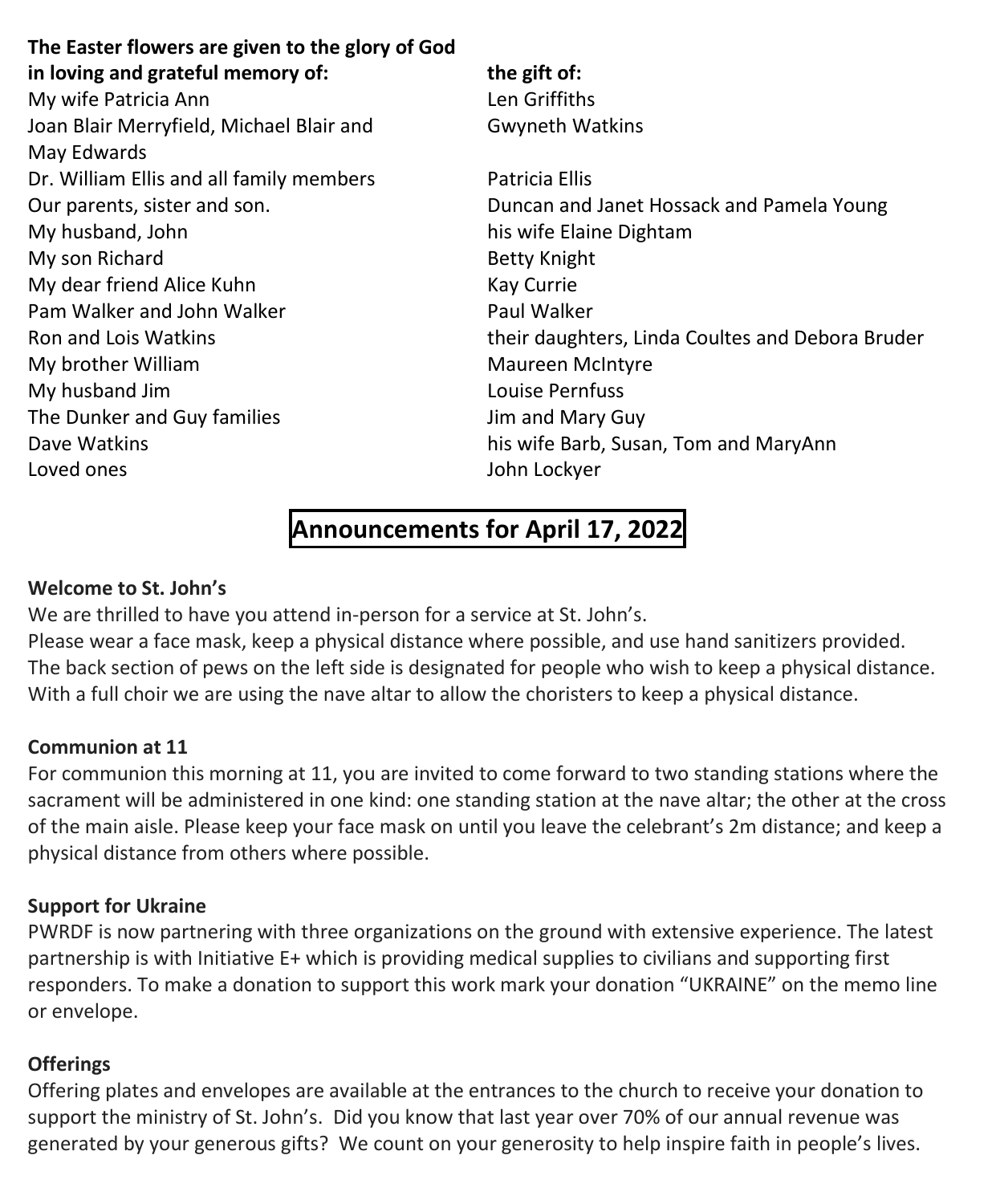| The Easter flowers are given to the glory of God in loving and grateful memory of: | the gift of: |
|---|---|
| My wife Patricia Ann | Len Griffiths |
| Joan Blair Merryfield, Michael Blair and May Edwards | Gwyneth Watkins |
| Dr. William Ellis and all family members | Patricia Ellis |
| Our parents, sister and son. | Duncan and Janet Hossack and Pamela Young |
| My husband, John | his wife Elaine Dightam |
| My son Richard | Betty Knight |
| My dear friend Alice Kuhn | Kay Currie |
| Pam Walker and John Walker | Paul Walker |
| Ron and Lois Watkins | their daughters, Linda Coultes and Debora Bruder |
| My brother William | Maureen McIntyre |
| My husband Jim | Louise Pernfuss |
| The Dunker and Guy families | Jim and Mary Guy |
| Dave Watkins | his wife Barb, Susan, Tom and MaryAnn |
| Loved ones | John Lockyer |

# Announcements for April 17, 2022

**Welcome to St. John's**

We are thrilled to have you attend in-person for a service at St. John's.
Please wear a face mask, keep a physical distance where possible, and use hand sanitizers provided. The back section of pews on the left side is designated for people who wish to keep a physical distance. With a full choir we are using the nave altar to allow the choristers to keep a physical distance.

**Communion at 11**

For communion this morning at 11, you are invited to come forward to two standing stations where the sacrament will be administered in one kind: one standing station at the nave altar; the other at the cross of the main aisle. Please keep your face mask on until you leave the celebrant's 2m distance; and keep a physical distance from others where possible.

**Support for Ukraine**

PWRDF is now partnering with three organizations on the ground with extensive experience. The latest partnership is with Initiative E+ which is providing medical supplies to civilians and supporting first responders. To make a donation to support this work mark your donation "UKRAINE" on the memo line or envelope.

**Offerings**

Offering plates and envelopes are available at the entrances to the church to receive your donation to support the ministry of St. John's. Did you know that last year over 70% of our annual revenue was generated by your generous gifts? We count on your generosity to help inspire faith in people's lives.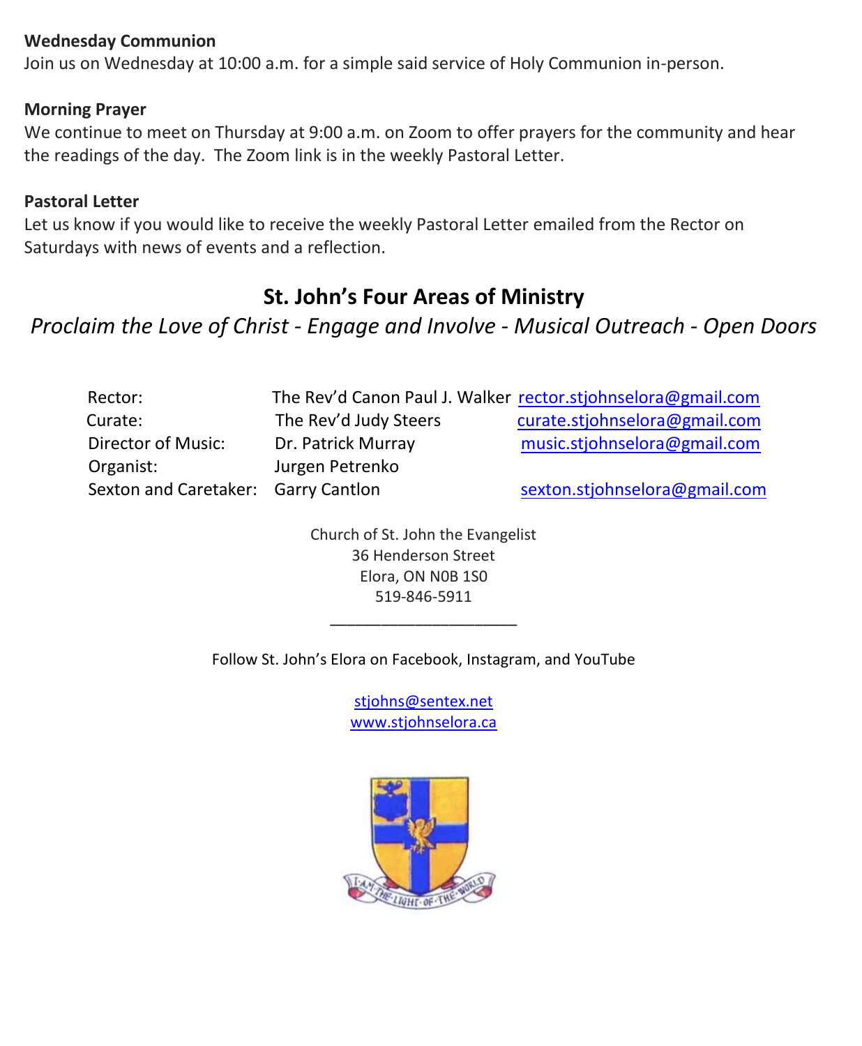**Wednesday Communion**
Join us on Wednesday at 10:00 a.m. for a simple said service of Holy Communion in-person.

**Morning Prayer**
We continue to meet on Thursday at 9:00 a.m. on Zoom to offer prayers for the community and hear the readings of the day. The Zoom link is in the weekly Pastoral Letter.

**Pastoral Letter**
Let us know if you would like to receive the weekly Pastoral Letter emailed from the Rector on Saturdays with news of events and a reflection.

## St. John's Four Areas of Ministry

*Proclaim the Love of Christ - Engage and Involve - Musical Outreach - Open Doors*

| | | |
|---|---|---|
| Rector: | The Rev'd Canon Paul J. Walker | rector.stjohnselora@gmail.com |
| Curate: | The Rev'd Judy Steers | curate.stjohnselora@gmail.com |
| Director of Music: | Dr. Patrick Murray | music.stjohnselora@gmail.com |
| Organist: | Jurgen Petrenko | |
| Sexton and Caretaker: | Garry Cantlon | sexton.stjohnselora@gmail.com |

Church of St. John the Evangelist
36 Henderson Street
Elora, ON N0B 1S0
519-846-5911

---

Follow St. John's Elora on Facebook, Instagram, and YouTube

stjohns@sentex.net
www.stjohnselora.ca

I AM THE LIGHT OF THE WORLD